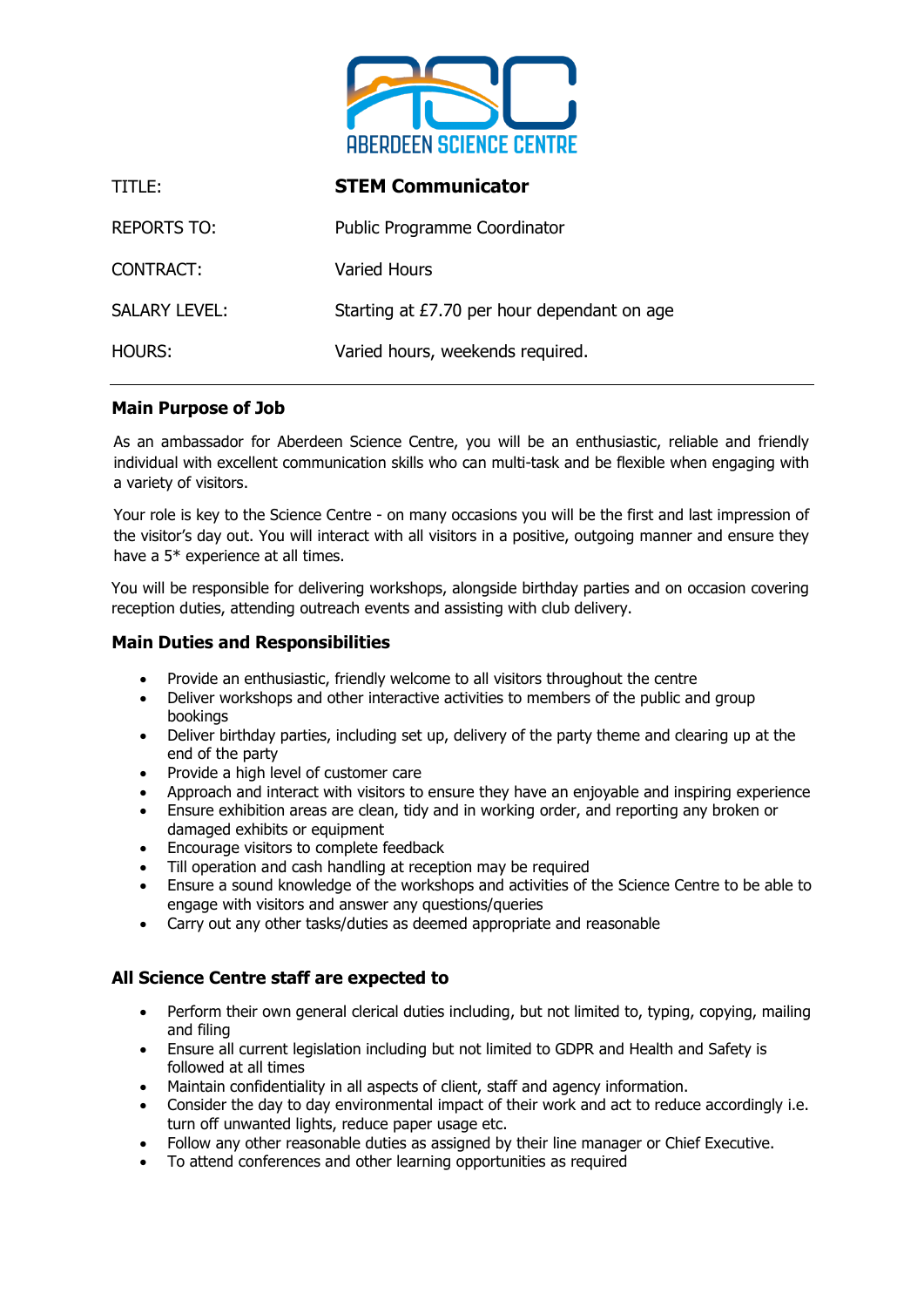ABERDEEN SCIENCE CENTRE

| | |
|---|---|
| TITLE: | **STEM Communicator** |
| REPORTS TO: | Public Programme Coordinator |
| CONTRACT: | Varied Hours |
| SALARY LEVEL: | Starting at £7.70 per hour dependant on age |
| HOURS: | Varied hours, weekends required. |

---

## Main Purpose of Job

As an ambassador for Aberdeen Science Centre, you will be an enthusiastic, reliable and friendly individual with excellent communication skills who can multi-task and be flexible when engaging with a variety of visitors.

Your role is key to the Science Centre - on many occasions you will be the first and last impression of the visitor's day out. You will interact with all visitors in a positive, outgoing manner and ensure they have a 5* experience at all times.

You will be responsible for delivering workshops, alongside birthday parties and on occasion covering reception duties, attending outreach events and assisting with club delivery.

## Main Duties and Responsibilities

- Provide an enthusiastic, friendly welcome to all visitors throughout the centre
- Deliver workshops and other interactive activities to members of the public and group bookings
- Deliver birthday parties, including set up, delivery of the party theme and clearing up at the end of the party
- Provide a high level of customer care
- Approach and interact with visitors to ensure they have an enjoyable and inspiring experience
- Ensure exhibition areas are clean, tidy and in working order, and reporting any broken or damaged exhibits or equipment
- Encourage visitors to complete feedback
- Till operation and cash handling at reception may be required
- Ensure a sound knowledge of the workshops and activities of the Science Centre to be able to engage with visitors and answer any questions/queries
- Carry out any other tasks/duties as deemed appropriate and reasonable

## All Science Centre staff are expected to

- Perform their own general clerical duties including, but not limited to, typing, copying, mailing and filing
- Ensure all current legislation including but not limited to GDPR and Health and Safety is followed at all times
- Maintain confidentiality in all aspects of client, staff and agency information.
- Consider the day to day environmental impact of their work and act to reduce accordingly i.e. turn off unwanted lights, reduce paper usage etc.
- Follow any other reasonable duties as assigned by their line manager or Chief Executive.
- To attend conferences and other learning opportunities as required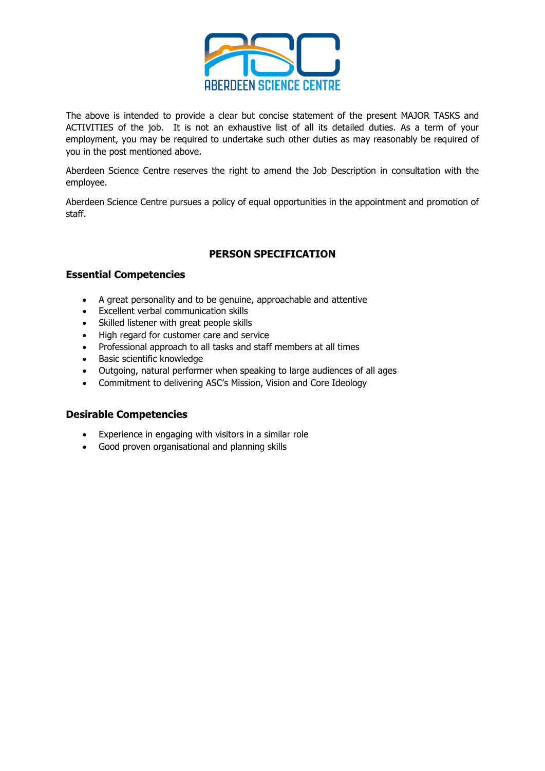The above is intended to provide a clear but concise statement of the present MAJOR TASKS and ACTIVITIES of the job. It is not an exhaustive list of all its detailed duties. As a term of your employment, you may be required to undertake such other duties as may reasonably be required of you in the post mentioned above.

Aberdeen Science Centre reserves the right to amend the Job Description in consultation with the employee.

Aberdeen Science Centre pursues a policy of equal opportunities in the appointment and promotion of staff.

## PERSON SPECIFICATION

### Essential Competencies

- A great personality and to be genuine, approachable and attentive
- Excellent verbal communication skills
- Skilled listener with great people skills
- High regard for customer care and service
- Professional approach to all tasks and staff members at all times
- Basic scientific knowledge
- Outgoing, natural performer when speaking to large audiences of all ages
- Commitment to delivering ASC's Mission, Vision and Core Ideology

### Desirable Competencies

- Experience in engaging with visitors in a similar role
- Good proven organisational and planning skills